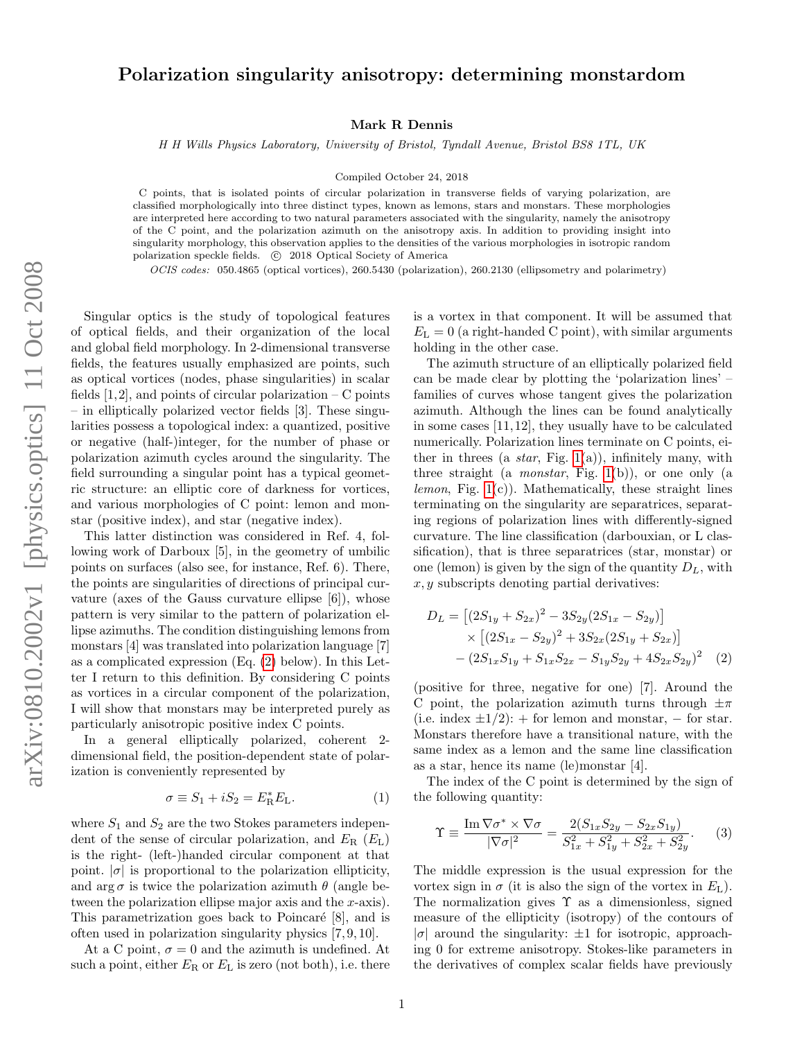# Polarization singularity anisotropy: determining monstardom

**Mark R Dennis**

*H H Wills Physics Laboratory, University of Bristol, Tyndall Avenue, Bristol BS8 1TL, UK*

Compiled October 24, 2018

C points, that is isolated points of circular polarization in transverse fields of varying polarization, are classified morphologically into three distinct types, known as lemons, stars and monstars. These morphologies are interpreted here according to two natural parameters associated with the singularity, namely the anisotropy of the C point, and the polarization azimuth on the anisotropy axis. In addition to providing insight into singularity morphology, this observation applies to the densities of the various morphologies in isotropic random polarization speckle fields. © 2018 Optical Society of America

*OCIS codes:* 050.4865 (optical vortices), 260.5430 (polarization), 260.2130 (ellipsometry and polarimetry)

Singular optics is the study of topological features of optical fields, and their organization of the local and global field morphology. In 2-dimensional transverse fields, the features usually emphasized are points, such as optical vortices (nodes, phase singularities) in scalar fields [1,2], and points of circular polarization – C points – in elliptically polarized vector fields [3]. These singularities possess a topological index: a quantized, positive or negative (half-)integer, for the number of phase or polarization azimuth cycles around the singularity. The field surrounding a singular point has a typical geometric structure: an elliptic core of darkness for vortices, and various morphologies of C point: lemon and monstar (positive index), and star (negative index).

This latter distinction was considered in Ref. 4, following work of Darboux [5], in the geometry of umbilic points on surfaces (also see, for instance, Ref. 6). There, the points are singularities of directions of principal curvature (axes of the Gauss curvature ellipse [6]), whose pattern is very similar to the pattern of polarization ellipse azimuths. The condition distinguishing lemons from monstars [4] was translated into polarization language [7] as a complicated expression (Eq. (2) below). In this Letter I return to this definition. By considering C points as vortices in a circular component of the polarization, I will show that monstars may be interpreted purely as particularly anisotropic positive index C points.

In a general elliptically polarized, coherent 2-dimensional field, the position-dependent state of polarization is conveniently represented by

$$\sigma \equiv S_1 + iS_2 = E_{\mathrm{R}}^* E_{\mathrm{L}}. \tag{1}$$

where $S_1$ and $S_2$ are the two Stokes parameters independent of the sense of circular polarization, and $E_{\mathrm{R}}$ ($E_{\mathrm{L}}$) is the right- (left-)handed circular component at that point. $|\sigma|$ is proportional to the polarization ellipticity, and $\arg\sigma$ is twice the polarization azimuth $\theta$ (angle between the polarization ellipse major axis and the $x$-axis). This parametrization goes back to Poincaré [8], and is often used in polarization singularity physics [7,9,10].

At a C point, $\sigma = 0$ and the azimuth is undefined. At such a point, either $E_{\mathrm{R}}$ or $E_{\mathrm{L}}$ is zero (not both), i.e. there is a vortex in that component. It will be assumed that $E_{\mathrm{L}} = 0$ (a right-handed C point), with similar arguments holding in the other case.

The azimuth structure of an elliptically polarized field can be made clear by plotting the 'polarization lines' – families of curves whose tangent gives the polarization azimuth. Although the lines can be found analytically in some cases [11,12], they usually have to be calculated numerically. Polarization lines terminate on C points, either in threes (a *star*, Fig. 1(a)), infinitely many, with three straight (a *monstar*, Fig. 1(b)), or one only (a *lemon*, Fig. 1(c)). Mathematically, these straight lines terminating on the singularity are separatrices, separating regions of polarization lines with differently-signed curvature. The line classification (darbouxian, or L classification), that is three separatrices (star, monstar) or one (lemon) is given by the sign of the quantity $D_L$, with $x, y$ subscripts denoting partial derivatives:

$$\begin{aligned} D_L = & \left[(2S_{1y} + S_{2x})^2 - 3S_{2y}(2S_{1x} - S_{2y})\right] \\ & \times \left[(2S_{1x} - S_{2y})^2 + 3S_{2x}(2S_{1y} + S_{2x})\right] \\ & - (2S_{1x}S_{1y} + S_{1x}S_{2x} - S_{1y}S_{2y} + 4S_{2x}S_{2y})^2 \end{aligned} \tag{2}$$

(positive for three, negative for one) [7]. Around the C point, the polarization azimuth turns through $\pm\pi$ (i.e. index $\pm 1/2$): + for lemon and monstar, − for star. Monstars therefore have a transitional nature, with the same index as a lemon and the same line classification as a star, hence its name (le)monstar [4].

The index of the C point is determined by the sign of the following quantity:

$$\Upsilon \equiv \frac{\mathrm{Im}\,\nabla\sigma^* \times \nabla\sigma}{|\nabla\sigma|^2} = \frac{2(S_{1x}S_{2y} - S_{2x}S_{1y})}{S_{1x}^2 + S_{1y}^2 + S_{2x}^2 + S_{2y}^2}. \tag{3}$$

The middle expression is the usual expression for the vortex sign in $\sigma$ (it is also the sign of the vortex in $E_{\mathrm{L}}$). The normalization gives $\Upsilon$ as a dimensionless, signed measure of the ellipticity (isotropy) of the contours of $|\sigma|$ around the singularity: $\pm 1$ for isotropic, approaching 0 for extreme anisotropy. Stokes-like parameters in the derivatives of complex scalar fields have previously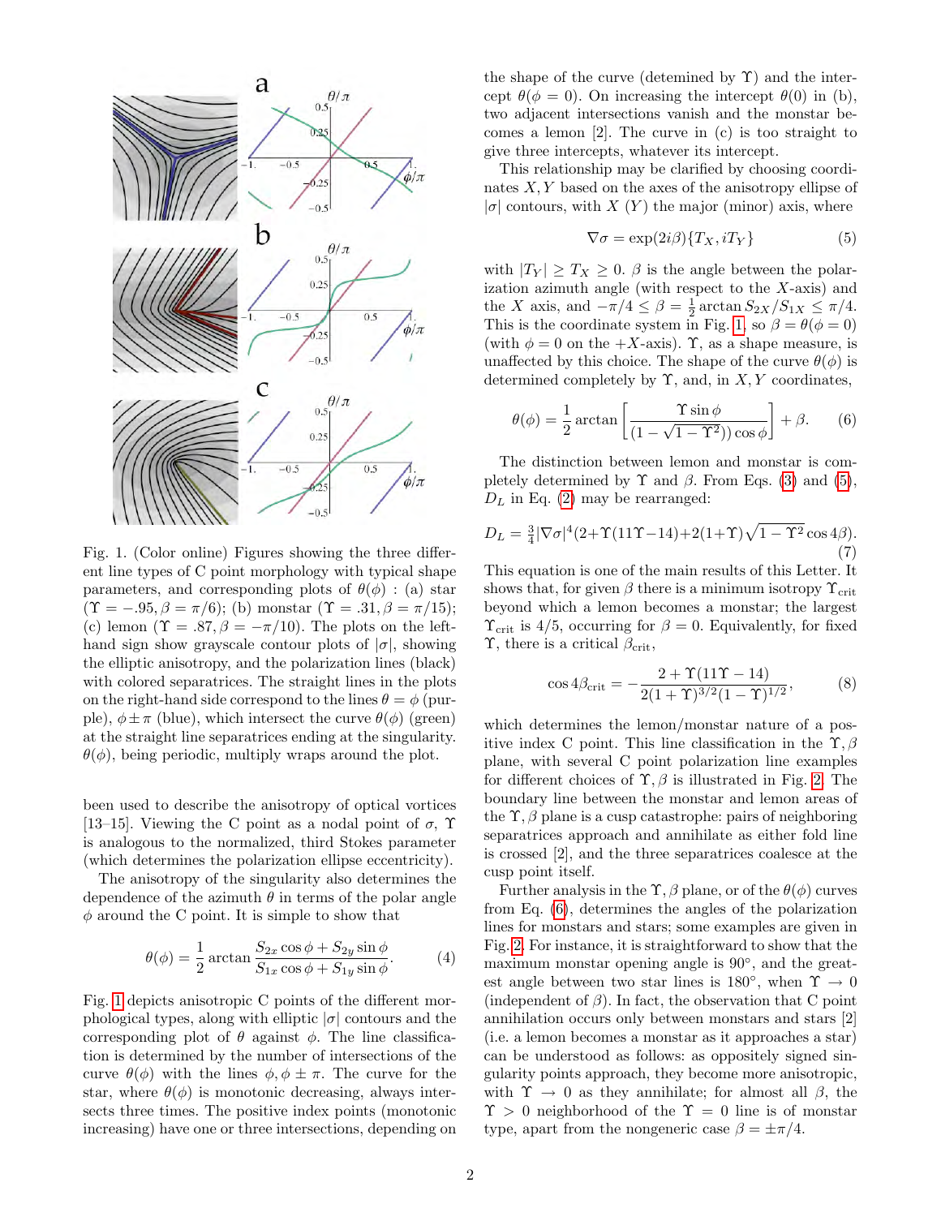Fig. 1. (Color online) Figures showing the three different line types of C point morphology with typical shape parameters, and corresponding plots of $\theta(\phi)$ : (a) star ($\Upsilon = -.95, \beta = \pi/6$); (b) monstar ($\Upsilon = .31, \beta = \pi/15$); (c) lemon ($\Upsilon = .87, \beta = -\pi/10$). The plots on the left-hand sign show grayscale contour plots of $|\sigma|$, showing the elliptic anisotropy, and the polarization lines (black) with colored separatrices. The straight lines in the plots on the right-hand side correspond to the lines $\theta = \phi$ (purple), $\phi \pm \pi$ (blue), which intersect the curve $\theta(\phi)$ (green) at the straight line separatrices ending at the singularity. $\theta(\phi)$, being periodic, multiply wraps around the plot.

been used to describe the anisotropy of optical vortices [13–15]. Viewing the C point as a nodal point of $\sigma$, $\Upsilon$ is analogous to the normalized, third Stokes parameter (which determines the polarization ellipse eccentricity).

The anisotropy of the singularity also determines the dependence of the azimuth $\theta$ in terms of the polar angle $\phi$ around the C point. It is simple to show that

$$\theta(\phi) = \frac{1}{2}\arctan\frac{S_{2x}\cos\phi + S_{2y}\sin\phi}{S_{1x}\cos\phi + S_{1y}\sin\phi}. \tag{4}$$

Fig. 1 depicts anisotropic C points of the different morphological types, along with elliptic $|\sigma|$ contours and the corresponding plot of $\theta$ against $\phi$. The line classification is determined by the number of intersections of the curve $\theta(\phi)$ with the lines $\phi, \phi \pm \pi$. The curve for the star, where $\theta(\phi)$ is monotonic decreasing, always intersects three times. The positive index points (monotonic increasing) have one or three intersections, depending on the shape of the curve (detemined by $\Upsilon$) and the intercept $\theta(\phi = 0)$. On increasing the intercept $\theta(0)$ in (b), two adjacent intersections vanish and the monstar becomes a lemon [2]. The curve in (c) is too straight to give three intercepts, whatever its intercept.

This relationship may be clarified by choosing coordinates $X, Y$ based on the axes of the anisotropy ellipse of $|\sigma|$ contours, with $X$ ($Y$) the major (minor) axis, where

$$\nabla\sigma = \exp(2i\beta)\{T_X, iT_Y\} \tag{5}$$

with $|T_Y| \geq T_X \geq 0$. $\beta$ is the angle between the polarization azimuth angle (with respect to the $X$-axis) and the $X$ axis, and $-\pi/4 \leq \beta = \frac{1}{2}\arctan S_{2X}/S_{1X} \leq \pi/4$. This is the coordinate system in Fig. 1, so $\beta = \theta(\phi = 0)$ (with $\phi = 0$ on the $+X$-axis). $\Upsilon$, as a shape measure, is unaffected by this choice. The shape of the curve $\theta(\phi)$ is determined completely by $\Upsilon$, and, in $X, Y$ coordinates,

$$\theta(\phi) = \frac{1}{2}\arctan\left[\frac{\Upsilon\sin\phi}{(1-\sqrt{1-\Upsilon^2})\cos\phi}\right] + \beta. \tag{6}$$

The distinction between lemon and monstar is completely determined by $\Upsilon$ and $\beta$. From Eqs. (3) and (5), $D_L$ in Eq. (2) may be rearranged:

$$D_L = \tfrac{3}{4}|\nabla\sigma|^4(2+\Upsilon(11\Upsilon-14)+2(1+\Upsilon)\sqrt{1-\Upsilon^2}\cos 4\beta). \tag{7}$$

This equation is one of the main results of this Letter. It shows that, for given $\beta$ there is a minimum isotropy $\Upsilon_{\mathrm{crit}}$ beyond which a lemon becomes a monstar; the largest $\Upsilon_{\mathrm{crit}}$ is 4/5, occurring for $\beta = 0$. Equivalently, for fixed $\Upsilon$, there is a critical $\beta_{\mathrm{crit}}$,

$$\cos 4\beta_{\mathrm{crit}} = -\frac{2+\Upsilon(11\Upsilon-14)}{2(1+\Upsilon)^{3/2}(1-\Upsilon)^{1/2}}, \tag{8}$$

which determines the lemon/monstar nature of a positive index C point. This line classification in the $\Upsilon, \beta$ plane, with several C point polarization line examples for different choices of $\Upsilon, \beta$ is illustrated in Fig. 2. The boundary line between the monstar and lemon areas of the $\Upsilon, \beta$ plane is a cusp catastrophe: pairs of neighboring separatrices approach and annihilate as either fold line is crossed [2], and the three separatrices coalesce at the cusp point itself.

Further analysis in the $\Upsilon, \beta$ plane, or of the $\theta(\phi)$ curves from Eq. (6), determines the angles of the polarization lines for monstars and stars; some examples are given in Fig. 2. For instance, it is straightforward to show that the maximum monstar opening angle is 90°, and the greatest angle between two star lines is 180°, when $\Upsilon \to 0$ (independent of $\beta$). In fact, the observation that C point annihilation occurs only between monstars and stars [2] (i.e. a lemon becomes a monstar as it approaches a star) can be understood as follows: as oppositely signed singularity points approach, they become more anisotropic, with $\Upsilon \to 0$ as they annihilate; for almost all $\beta$, the $\Upsilon > 0$ neighborhood of the $\Upsilon = 0$ line is of monstar type, apart from the nongeneric case $\beta = \pm\pi/4$.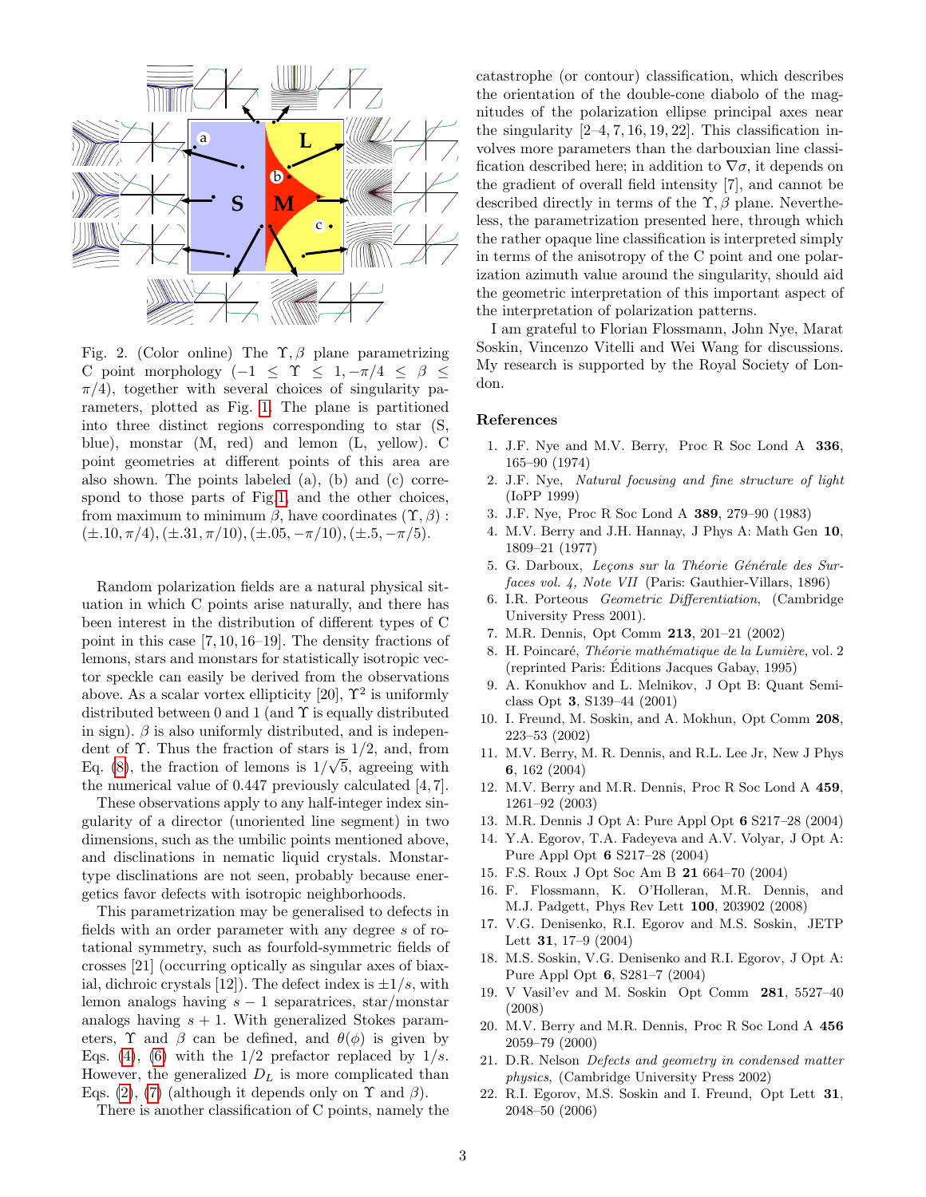S M L a b c

Fig. 2. (Color online) The $\Upsilon, \beta$ plane parametrizing C point morphology ($-1 \leq \Upsilon \leq 1, -\pi/4 \leq \beta \leq \pi/4$), together with several choices of singularity parameters, plotted as Fig. 1. The plane is partitioned into three distinct regions corresponding to star (S, blue), monstar (M, red) and lemon (L, yellow). C point geometries at different points of this area are also shown. The points labeled (a), (b) and (c) correspond to those parts of Fig.1, and the other choices, from maximum to minimum $\beta$, have coordinates $(\Upsilon, \beta)$ : $(\pm.10, \pi/4), (\pm.31, \pi/10), (\pm.05, -\pi/10), (\pm.5, -\pi/5)$.

Random polarization fields are a natural physical situation in which C points arise naturally, and there has been interest in the distribution of different types of C point in this case [7, 10, 16–19]. The density fractions of lemons, stars and monstars for statistically isotropic vector speckle can easily be derived from the observations above. As a scalar vortex ellipticity [20], $\Upsilon^2$ is uniformly distributed between 0 and 1 (and $\Upsilon$ is equally distributed in sign). $\beta$ is also uniformly distributed, and is independent of $\Upsilon$. Thus the fraction of stars is 1/2, and, from Eq. (8), the fraction of lemons is $1/\sqrt{5}$, agreeing with the numerical value of 0.447 previously calculated [4, 7].

These observations apply to any half-integer index singularity of a director (unoriented line segment) in two dimensions, such as the umbilic points mentioned above, and disclinations in nematic liquid crystals. Monstar-type disclinations are not seen, probably because energetics favor defects with isotropic neighborhoods.

This parametrization may be generalised to defects in fields with an order parameter with any degree $s$ of rotational symmetry, such as fourfold-symmetric fields of crosses [21] (occurring optically as singular axes of biaxial, dichroic crystals [12]). The defect index is $\pm 1/s$, with lemon analogs having $s-1$ separatrices, star/monstar analogs having $s+1$. With generalized Stokes parameters, $\Upsilon$ and $\beta$ can be defined, and $\theta(\phi)$ is given by Eqs. (4), (6) with the 1/2 prefactor replaced by $1/s$. However, the generalized $D_L$ is more complicated than Eqs. (2), (7) (although it depends only on $\Upsilon$ and $\beta$).

There is another classification of C points, namely the catastrophe (or contour) classification, which describes the orientation of the double-cone diabolo of the magnitudes of the polarization ellipse principal axes near the singularity [2–4, 7, 16, 19, 22]. This classification involves more parameters than the darbouxian line classification described here; in addition to $\nabla\sigma$, it depends on the gradient of overall field intensity [7], and cannot be described directly in terms of the $\Upsilon, \beta$ plane. Nevertheless, the parametrization presented here, through which the rather opaque line classification is interpreted simply in terms of the anisotropy of the C point and one polarization azimuth value around the singularity, should aid the geometric interpretation of this important aspect of the interpretation of polarization patterns.

I am grateful to Florian Flossmann, John Nye, Marat Soskin, Vincenzo Vitelli and Wei Wang for discussions. My research is supported by the Royal Society of London.

## References

1. J.F. Nye and M.V. Berry, Proc R Soc Lond A **336**, 165–90 (1974)
2. J.F. Nye, *Natural focusing and fine structure of light* (IoPP 1999)
3. J.F. Nye, Proc R Soc Lond A **389**, 279–90 (1983)
4. M.V. Berry and J.H. Hannay, J Phys A: Math Gen **10**, 1809–21 (1977)
5. G. Darboux, *Leçons sur la Théorie Générale des Surfaces vol. 4, Note VII* (Paris: Gauthier-Villars, 1896)
6. I.R. Porteous *Geometric Differentiation*, (Cambridge University Press 2001).
7. M.R. Dennis, Opt Comm **213**, 201–21 (2002)
8. H. Poincaré, *Théorie mathématique de la Lumière*, vol. 2 (reprinted Paris: Éditions Jacques Gabay, 1995)
9. A. Konukhov and L. Melnikov, J Opt B: Quant Semiclass Opt **3**, S139–44 (2001)
10. I. Freund, M. Soskin, and A. Mokhun, Opt Comm **208**, 223–53 (2002)
11. M.V. Berry, M. R. Dennis, and R.L. Lee Jr, New J Phys **6**, 162 (2004)
12. M.V. Berry and M.R. Dennis, Proc R Soc Lond A **459**, 1261–92 (2003)
13. M.R. Dennis J Opt A: Pure Appl Opt **6** S217–28 (2004)
14. Y.A. Egorov, T.A. Fadeyeva and A.V. Volyar, J Opt A: Pure Appl Opt **6** S217–28 (2004)
15. F.S. Roux J Opt Soc Am B **21** 664–70 (2004)
16. F. Flossmann, K. O'Holleran, M.R. Dennis, and M.J. Padgett, Phys Rev Lett **100**, 203902 (2008)
17. V.G. Denisenko, R.I. Egorov and M.S. Soskin, JETP Lett **31**, 17–9 (2004)
18. M.S. Soskin, V.G. Denisenko and R.I. Egorov, J Opt A: Pure Appl Opt **6**, S281–7 (2004)
19. V Vasil'ev and M. Soskin Opt Comm **281**, 5527–40 (2008)
20. M.V. Berry and M.R. Dennis, Proc R Soc Lond A **456** 2059–79 (2000)
21. D.R. Nelson *Defects and geometry in condensed matter physics*, (Cambridge University Press 2002)
22. R.I. Egorov, M.S. Soskin and I. Freund, Opt Lett **31**, 2048–50 (2006)